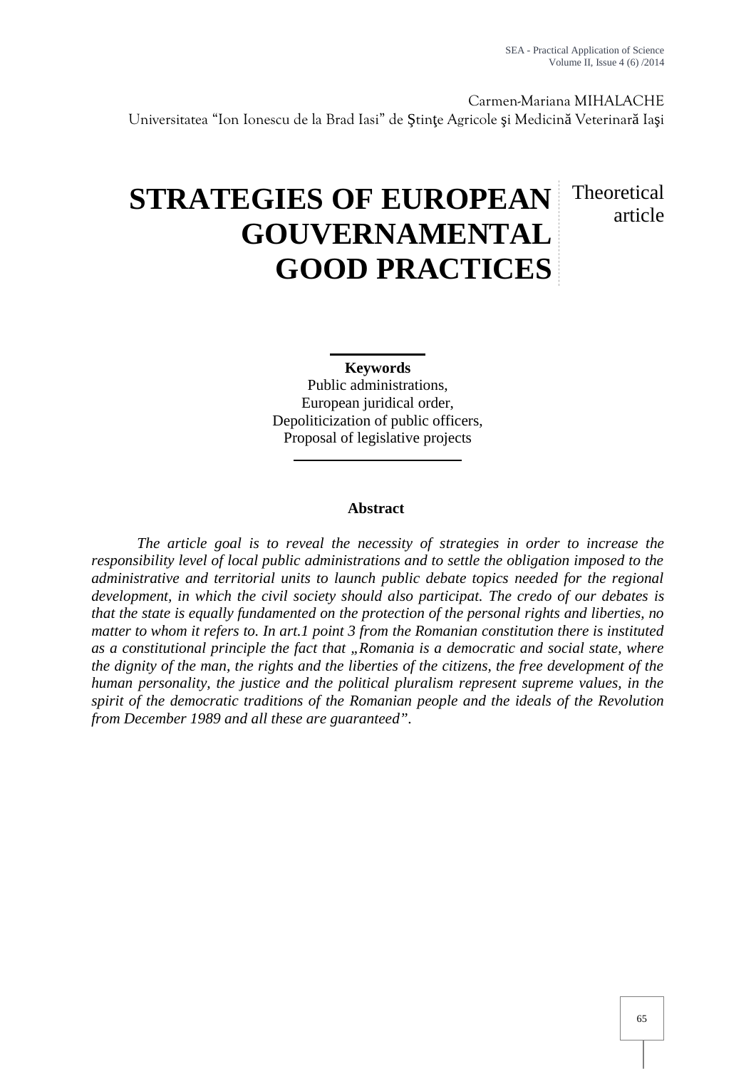Carmen-Mariana MIHALACHE
Universitatea "Ion Ionescu de la Brad Iasi" de Ştinţe Agricole şi Medicină Veterinară Iaşi

# STRATEGIES OF EUROPEAN GOUVERNAMENTAL GOOD PRACTICES

Theoretical article

**Keywords**
Public administrations,
European juridical order,
Depoliticization of public officers,
Proposal of legislative projects

**Abstract**

*The article goal is to reveal the necessity of strategies in order to increase the responsibility level of local public administrations and to settle the obligation imposed to the administrative and territorial units to launch public debate topics needed for the regional development, in which the civil society should also participat. The credo of our debates is that the state is equally fundamented on the protection of the personal rights and liberties, no matter to whom it refers to. In art.1 point 3 from the Romanian constitution there is instituted as a constitutional principle the fact that „Romania is a democratic and social state, where the dignity of the man, the rights and the liberties of the citizens, the free development of the human personality, the justice and the political pluralism represent supreme values, in the spirit of the democratic traditions of the Romanian people and the ideals of the Revolution from December 1989 and all these are guaranteed".*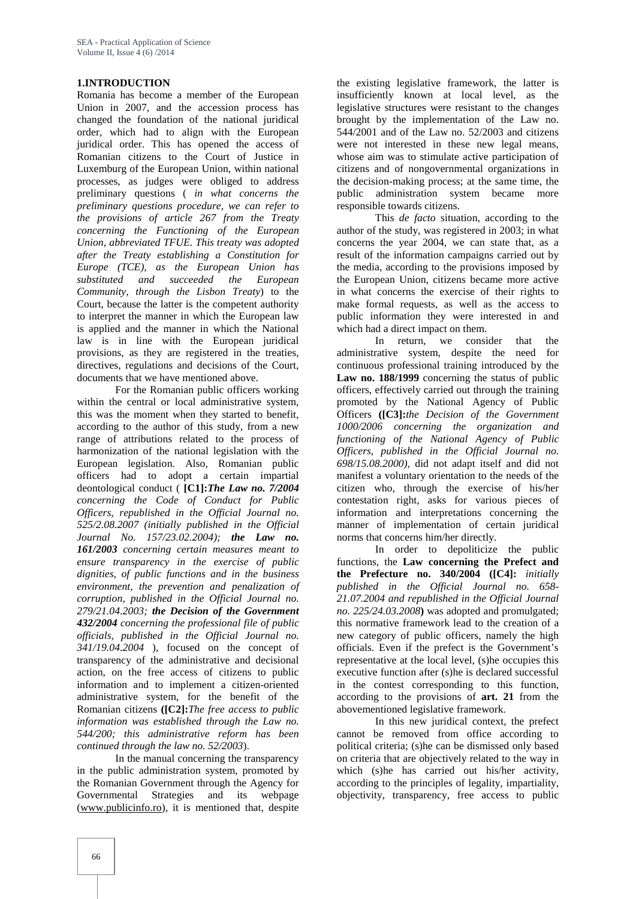## 1.INTRODUCTION

Romania has become a member of the European Union in 2007, and the accession process has changed the foundation of the national juridical order, which had to align with the European juridical order. This has opened the access of Romanian citizens to the Court of Justice in Luxemburg of the European Union, within national processes, as judges were obliged to address preliminary questions ( *in what concerns the preliminary questions procedure, we can refer to the provisions of article 267 from the Treaty concerning the Functioning of the European Union, abbreviated TFUE. This treaty was adopted after the Treaty establishing a Constitution for Europe (TCE), as the European Union has substituted and succeeded the European Community, through the Lisbon Treaty*) to the Court, because the latter is the competent authority to interpret the manner in which the European law is applied and the manner in which the National law is in line with the European juridical provisions, as they are registered in the treaties, directives, regulations and decisions of the Court, documents that we have mentioned above.

For the Romanian public officers working within the central or local administrative system, this was the moment when they started to benefit, according to the author of this study, from a new range of attributions related to the process of harmonization of the national legislation with the European legislation. Also, Romanian public officers had to adopt a certain impartial deontological conduct ( **[C1]:***The Law no. 7/2004 concerning the Code of Conduct for Public Officers, republished in the Official Journal no. 525/2.08.2007 (initially published in the Official Journal No. 157/23.02.2004);* ***the Law no. 161/2003*** *concerning certain measures meant to ensure transparency in the exercise of public dignities, of public functions and in the business environment, the prevention and penalization of corruption, published in the Official Journal no. 279/21.04.2003;* ***the Decision of the Government 432/2004*** *concerning the professional file of public officials, published in the Official Journal no. 341/19.04.2004* ), focused on the concept of transparency of the administrative and decisional action, on the free access of citizens to public information and to implement a citizen-oriented administrative system, for the benefit of the Romanian citizens **([C2]:***The free access to public information was established through the Law no. 544/200; this administrative reform has been continued through the law no. 52/2003*).

In the manual concerning the transparency in the public administration system, promoted by the Romanian Government through the Agency for Governmental Strategies and its webpage (www.publicinfo.ro), it is mentioned that, despite the existing legislative framework, the latter is insufficiently known at local level, as the legislative structures were resistant to the changes brought by the implementation of the Law no. 544/2001 and of the Law no. 52/2003 and citizens were not interested in these new legal means, whose aim was to stimulate active participation of citizens and of nongovernmental organizations in the decision-making process; at the same time, the public administration system became more responsible towards citizens.

This *de facto* situation, according to the author of the study, was registered in 2003; in what concerns the year 2004, we can state that, as a result of the information campaigns carried out by the media, according to the provisions imposed by the European Union, citizens became more active in what concerns the exercise of their rights to make formal requests, as well as the access to public information they were interested in and which had a direct impact on them.

In return, we consider that the administrative system, despite the need for continuous professional training introduced by the **Law no. 188/1999** concerning the status of public officers, effectively carried out through the training promoted by the National Agency of Public Officers **([C3]:***the Decision of the Government 1000/2006 concerning the organization and functioning of the National Agency of Public Officers, published in the Official Journal no. 698/15.08.2000),* did not adapt itself and did not manifest a voluntary orientation to the needs of the citizen who, through the exercise of his/her contestation right, asks for various pieces of information and interpretations concerning the manner of implementation of certain juridical norms that concerns him/her directly.

In order to depoliticize the public functions, the **Law concerning the Prefect and the Prefecture no. 340/2004 ([C4]:** *initially published in the Official Journal no. 658-21.07.2004 and republished in the Official Journal no. 225/24.03.2008***)** was adopted and promulgated; this normative framework lead to the creation of a new category of public officers, namely the high officials. Even if the prefect is the Government's representative at the local level, (s)he occupies this executive function after (s)he is declared successful in the contest corresponding to this function, according to the provisions of **art. 21** from the abovementioned legislative framework.

In this new juridical context, the prefect cannot be removed from office according to political criteria; (s)he can be dismissed only based on criteria that are objectively related to the way in which (s)he has carried out his/her activity, according to the principles of legality, impartiality, objectivity, transparency, free access to public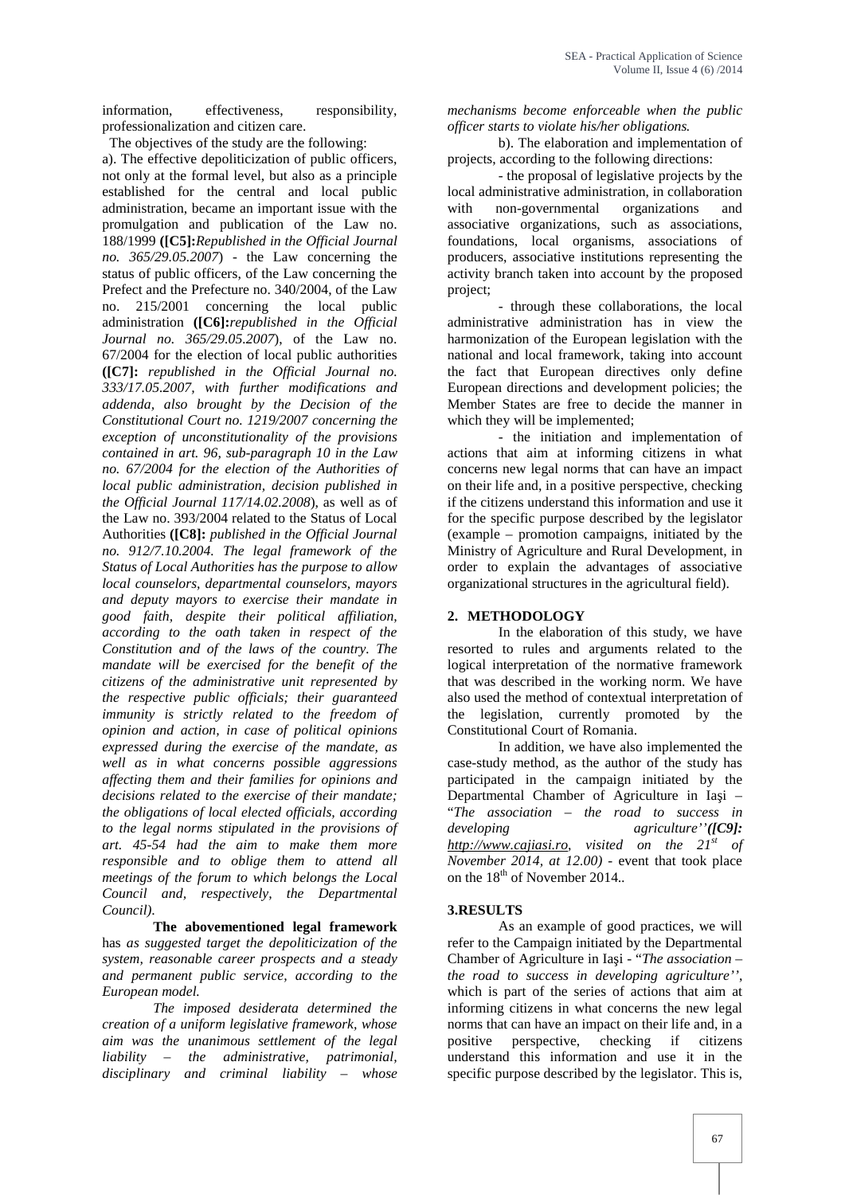information, effectiveness, responsibility, professionalization and citizen care.

The objectives of the study are the following:

a). The effective depoliticization of public officers, not only at the formal level, but also as a principle established for the central and local public administration, became an important issue with the promulgation and publication of the Law no. 188/1999 **([C5]:***Republished in the Official Journal no. 365/29.05.2007*) - the Law concerning the status of public officers, of the Law concerning the Prefect and the Prefecture no. 340/2004, of the Law no. 215/2001 concerning the local public administration **([C6]:***republished in the Official Journal no. 365/29.05.2007*), of the Law no. 67/2004 for the election of local public authorities **([C7]:** *republished in the Official Journal no. 333/17.05.2007, with further modifications and addenda, also brought by the Decision of the Constitutional Court no. 1219/2007 concerning the exception of unconstitutionality of the provisions contained in art. 96, sub-paragraph 10 in the Law no. 67/2004 for the election of the Authorities of local public administration, decision published in the Official Journal 117/14.02.2008*), as well as of the Law no. 393/2004 related to the Status of Local Authorities **([C8]:** *published in the Official Journal no. 912/7.10.2004. The legal framework of the Status of Local Authorities has the purpose to allow local counselors, departmental counselors, mayors and deputy mayors to exercise their mandate in good faith, despite their political affiliation, according to the oath taken in respect of the Constitution and of the laws of the country. The mandate will be exercised for the benefit of the citizens of the administrative unit represented by the respective public officials; their guaranteed immunity is strictly related to the freedom of opinion and action, in case of political opinions expressed during the exercise of the mandate, as well as in what concerns possible aggressions affecting them and their families for opinions and decisions related to the exercise of their mandate; the obligations of local elected officials, according to the legal norms stipulated in the provisions of art. 45-54 had the aim to make them more responsible and to oblige them to attend all meetings of the forum to which belongs the Local Council and, respectively, the Departmental Council).*

**The abovementioned legal framework** has *as suggested target the depoliticization of the system, reasonable career prospects and a steady and permanent public service, according to the European model.*

*The imposed desiderata determined the creation of a uniform legislative framework, whose aim was the unanimous settlement of the legal liability – the administrative, patrimonial, disciplinary and criminal liability – whose mechanisms become enforceable when the public officer starts to violate his/her obligations.*

b). The elaboration and implementation of projects, according to the following directions:

- the proposal of legislative projects by the local administrative administration, in collaboration with non-governmental organizations and associative organizations, such as associations, foundations, local organisms, associations of producers, associative institutions representing the activity branch taken into account by the proposed project;
- through these collaborations, the local administrative administration has in view the harmonization of the European legislation with the national and local framework, taking into account the fact that European directives only define European directions and development policies; the Member States are free to decide the manner in which they will be implemented;
- the initiation and implementation of actions that aim at informing citizens in what concerns new legal norms that can have an impact on their life and, in a positive perspective, checking if the citizens understand this information and use it for the specific purpose described by the legislator (example – promotion campaigns, initiated by the Ministry of Agriculture and Rural Development, in order to explain the advantages of associative organizational structures in the agricultural field).

## 2. METHODOLOGY

In the elaboration of this study, we have resorted to rules and arguments related to the logical interpretation of the normative framework that was described in the working norm. We have also used the method of contextual interpretation of the legislation, currently promoted by the Constitutional Court of Romania.

In addition, we have also implemented the case-study method, as the author of the study has participated in the campaign initiated by the Departmental Chamber of Agriculture in Iaşi – "*The association – the road to success in developing agriculture''****([C9]:*** *http://www.cajiasi.ro, visited on the 21st of November 2014, at 12.00)* - event that took place on the 18th of November 2014..

## 3.RESULTS

As an example of good practices, we will refer to the Campaign initiated by the Departmental Chamber of Agriculture in Iaşi - "*The association – the road to success in developing agriculture''*, which is part of the series of actions that aim at informing citizens in what concerns the new legal norms that can have an impact on their life and, in a positive perspective, checking if citizens understand this information and use it in the specific purpose described by the legislator. This is,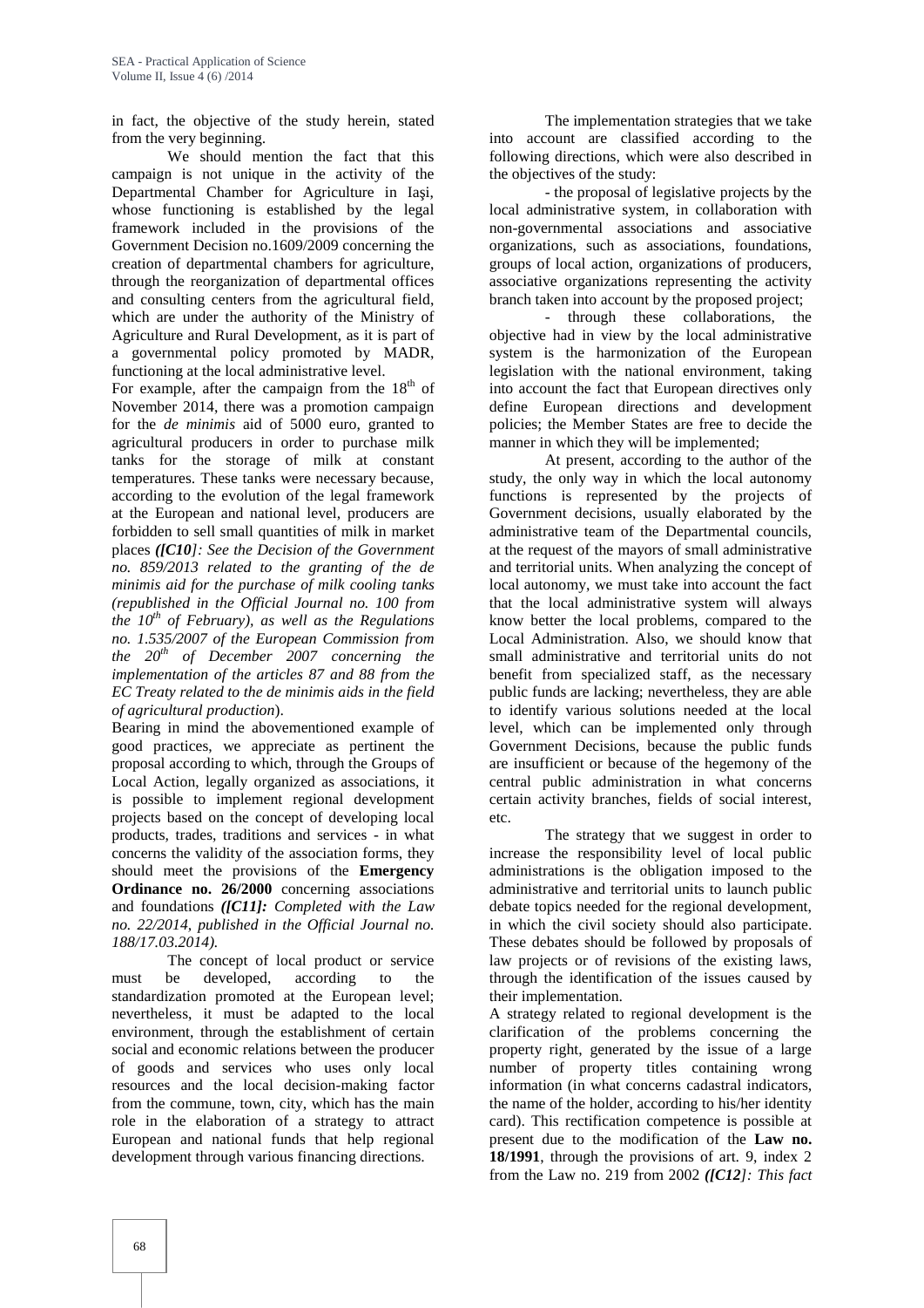in fact, the objective of the study herein, stated from the very beginning.

We should mention the fact that this campaign is not unique in the activity of the Departmental Chamber for Agriculture in Iaşi, whose functioning is established by the legal framework included in the provisions of the Government Decision no.1609/2009 concerning the creation of departmental chambers for agriculture, through the reorganization of departmental offices and consulting centers from the agricultural field, which are under the authority of the Ministry of Agriculture and Rural Development, as it is part of a governmental policy promoted by MADR, functioning at the local administrative level.

For example, after the campaign from the 18th of November 2014, there was a promotion campaign for the *de minimis* aid of 5000 euro, granted to agricultural producers in order to purchase milk tanks for the storage of milk at constant temperatures. These tanks were necessary because, according to the evolution of the legal framework at the European and national level, producers are forbidden to sell small quantities of milk in market places ***([C10]:** See the Decision of the Government no. 859/2013 related to the granting of the de minimis aid for the purchase of milk cooling tanks (republished in the Official Journal no. 100 from the 10th of February), as well as the Regulations no. 1.535/2007 of the European Commission from the 20th of December 2007 concerning the implementation of the articles 87 and 88 from the EC Treaty related to the de minimis aids in the field of agricultural production*).

Bearing in mind the abovementioned example of good practices, we appreciate as pertinent the proposal according to which, through the Groups of Local Action, legally organized as associations, it is possible to implement regional development projects based on the concept of developing local products, trades, traditions and services - in what concerns the validity of the association forms, they should meet the provisions of the **Emergency Ordinance no. 26/2000** concerning associations and foundations ***([C11]:** Completed with the Law no. 22/2014, published in the Official Journal no. 188/17.03.2014).*

The concept of local product or service must be developed, according to the standardization promoted at the European level; nevertheless, it must be adapted to the local environment, through the establishment of certain social and economic relations between the producer of goods and services who uses only local resources and the local decision-making factor from the commune, town, city, which has the main role in the elaboration of a strategy to attract European and national funds that help regional development through various financing directions.

The implementation strategies that we take into account are classified according to the following directions, which were also described in the objectives of the study:

- the proposal of legislative projects by the local administrative system, in collaboration with non-governmental associations and associative organizations, such as associations, foundations, groups of local action, organizations of producers, associative organizations representing the activity branch taken into account by the proposed project;
- through these collaborations, the objective had in view by the local administrative system is the harmonization of the European legislation with the national environment, taking into account the fact that European directives only define European directions and development policies; the Member States are free to decide the manner in which they will be implemented;

At present, according to the author of the study, the only way in which the local autonomy functions is represented by the projects of Government decisions, usually elaborated by the administrative team of the Departmental councils, at the request of the mayors of small administrative and territorial units. When analyzing the concept of local autonomy, we must take into account the fact that the local administrative system will always know better the local problems, compared to the Local Administration. Also, we should know that small administrative and territorial units do not benefit from specialized staff, as the necessary public funds are lacking; nevertheless, they are able to identify various solutions needed at the local level, which can be implemented only through Government Decisions, because the public funds are insufficient or because of the hegemony of the central public administration in what concerns certain activity branches, fields of social interest, etc.

The strategy that we suggest in order to increase the responsibility level of local public administrations is the obligation imposed to the administrative and territorial units to launch public debate topics needed for the regional development, in which the civil society should also participate. These debates should be followed by proposals of law projects or of revisions of the existing laws, through the identification of the issues caused by their implementation.

A strategy related to regional development is the clarification of the problems concerning the property right, generated by the issue of a large number of property titles containing wrong information (in what concerns cadastral indicators, the name of the holder, according to his/her identity card). This rectification competence is possible at present due to the modification of the **Law no. 18/1991**, through the provisions of art. 9, index 2 from the Law no. 219 from 2002 ***([C12]:** This fact*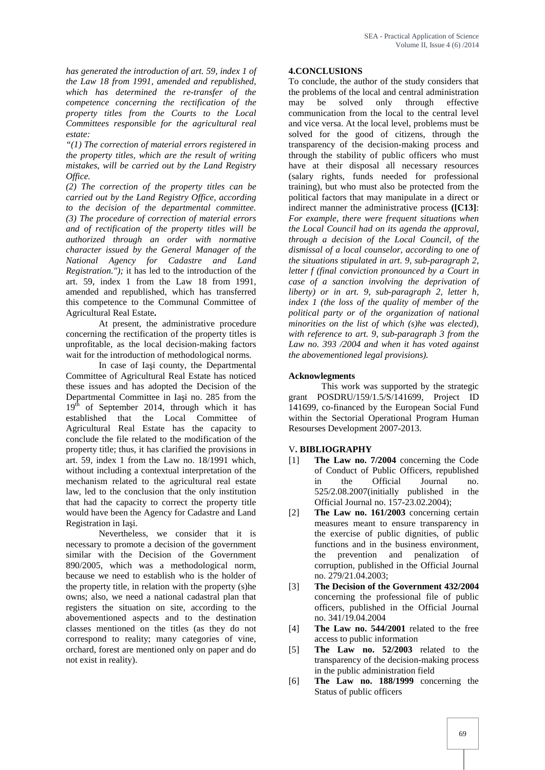*has generated the introduction of art. 59, index 1 of the Law 18 from 1991, amended and republished, which has determined the re-transfer of the competence concerning the rectification of the property titles from the Courts to the Local Committees responsible for the agricultural real estate:*

*"(1) The correction of material errors registered in the property titles, which are the result of writing mistakes, will be carried out by the Land Registry Office.*

*(2) The correction of the property titles can be carried out by the Land Registry Office, according to the decision of the departmental committee.*

*(3) The procedure of correction of material errors and of rectification of the property titles will be authorized through an order with normative character issued by the General Manager of the National Agency for Cadastre and Land Registration.");* it has led to the introduction of the art. 59, index 1 from the Law 18 from 1991, amended and republished, which has transferred this competence to the Communal Committee of Agricultural Real Estate**.**

At present, the administrative procedure concerning the rectification of the property titles is unprofitable, as the local decision-making factors wait for the introduction of methodological norms.

In case of Iaşi county, the Departmental Committee of Agricultural Real Estate has noticed these issues and has adopted the Decision of the Departmental Committee in Iaşi no. 285 from the 19th of September 2014, through which it has established that the Local Committee of Agricultural Real Estate has the capacity to conclude the file related to the modification of the property title; thus, it has clarified the provisions in art. 59, index 1 from the Law no. 18/1991 which, without including a contextual interpretation of the mechanism related to the agricultural real estate law, led to the conclusion that the only institution that had the capacity to correct the property title would have been the Agency for Cadastre and Land Registration in Iaşi.

Nevertheless, we consider that it is necessary to promote a decision of the government similar with the Decision of the Government 890/2005, which was a methodological norm, because we need to establish who is the holder of the property title, in relation with the property (s)he owns; also, we need a national cadastral plan that registers the situation on site, according to the abovementioned aspects and to the destination classes mentioned on the titles (as they do not correspond to reality; many categories of vine, orchard, forest are mentioned only on paper and do not exist in reality).

## 4.CONCLUSIONS

To conclude, the author of the study considers that the problems of the local and central administration may be solved only through effective communication from the local to the central level and vice versa. At the local level, problems must be solved for the good of citizens, through the transparency of the decision-making process and through the stability of public officers who must have at their disposal all necessary resources (salary rights, funds needed for professional training), but who must also be protected from the political factors that may manipulate in a direct or indirect manner the administrative process **([C13]**: *For example, there were frequent situations when the Local Council had on its agenda the approval, through a decision of the Local Council, of the dismissal of a local counselor, according to one of the situations stipulated in art. 9, sub-paragraph 2, letter f (final conviction pronounced by a Court in case of a sanction involving the deprivation of liberty) or in art. 9, sub-paragraph 2, letter h, index 1 (the loss of the quality of member of the political party or of the organization of national minorities on the list of which (s)he was elected), with reference to art. 9, sub-paragraph 3 from the Law no. 393 /2004 and when it has voted against the abovementioned legal provisions).*

### Acknowlegments

This work was supported by the strategic grant POSDRU/159/1.5/S/141699, Project ID 141699, co-financed by the European Social Fund within the Sectorial Operational Program Human Resourses Development 2007-2013.

## V. BIBLIOGRAPHY

[1] **The Law no. 7/2004** concerning the Code of Conduct of Public Officers, republished in the Official Journal no. 525/2.08.2007(initially published in the Official Journal no. 157-23.02.2004);

[2] **The Law no. 161/2003** concerning certain measures meant to ensure transparency in the exercise of public dignities, of public functions and in the business environment, the prevention and penalization of corruption, published in the Official Journal no. 279/21.04.2003;

[3] **The Decision of the Government 432/2004** concerning the professional file of public officers, published in the Official Journal no. 341/19.04.2004

[4] **The Law no. 544/2001** related to the free access to public information

[5] **The Law no. 52/2003** related to the transparency of the decision-making process in the public administration field

[6] **The Law no. 188/1999** concerning the Status of public officers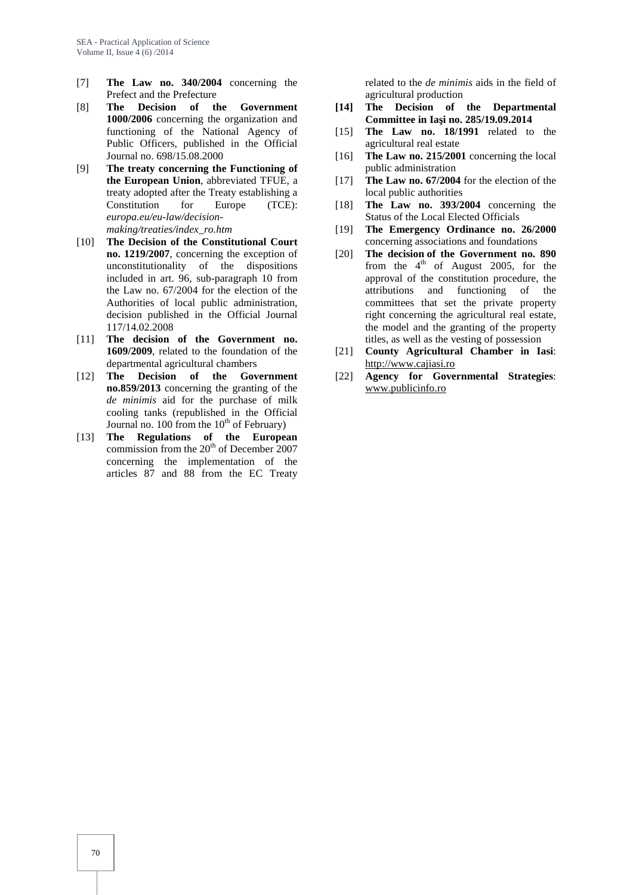[7] **The Law no. 340/2004** concerning the Prefect and the Prefecture

[8] **The Decision of the Government 1000/2006** concerning the organization and functioning of the National Agency of Public Officers, published in the Official Journal no. 698/15.08.2000

[9] **The treaty concerning the Functioning of the European Union**, abbreviated TFUE, a treaty adopted after the Treaty establishing a Constitution for Europe (TCE): *europa.eu/eu-law/decision-making/treaties/index_ro.htm*

[10] **The Decision of the Constitutional Court no. 1219/2007**, concerning the exception of unconstitutionality of the dispositions included in art. 96, sub-paragraph 10 from the Law no. 67/2004 for the election of the Authorities of local public administration, decision published in the Official Journal 117/14.02.2008

[11] **The decision of the Government no. 1609/2009**, related to the foundation of the departmental agricultural chambers

[12] **The Decision of the Government no.859/2013** concerning the granting of the *de minimis* aid for the purchase of milk cooling tanks (republished in the Official Journal no. 100 from the 10th of February)

[13] **The Regulations of the European** commission from the 20th of December 2007 concerning the implementation of the articles 87 and 88 from the EC Treaty related to the *de minimis* aids in the field of agricultural production

**[14] The Decision of the Departmental Committee in Iaşi no. 285/19.09.2014**

[15] **The Law no. 18/1991** related to the agricultural real estate

[16] **The Law no. 215/2001** concerning the local public administration

[17] **The Law no. 67/2004** for the election of the local public authorities

[18] **The Law no. 393/2004** concerning the Status of the Local Elected Officials

[19] **The Emergency Ordinance no. 26/2000** concerning associations and foundations

[20] **The decision of the Government no. 890** from the 4th of August 2005, for the approval of the constitution procedure, the attributions and functioning of the committees that set the private property right concerning the agricultural real estate, the model and the granting of the property titles, as well as the vesting of possession

[21] **County Agricultural Chamber in Iasi**: http://www.cajiasi.ro

[22] **Agency for Governmental Strategies**: www.publicinfo.ro